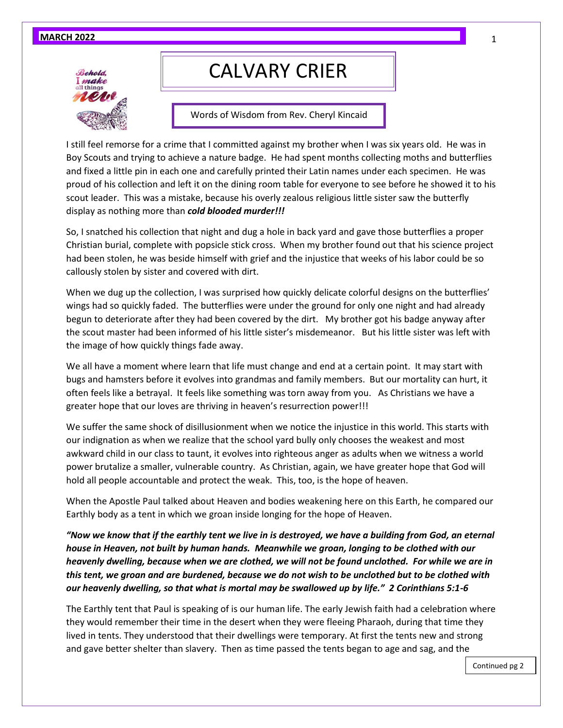# CALVARY CRIER

Words of Wisdom from Rev. Cheryl Kincaid

I still feel remorse for a crime that I committed against my brother when I was six years old. He was in Boy Scouts and trying to achieve a nature badge. He had spent months collecting moths and butterflies and fixed a little pin in each one and carefully printed their Latin names under each specimen. He was proud of his collection and left it on the dining room table for everyone to see before he showed it to his scout leader. This was a mistake, because his overly zealous religious little sister saw the butterfly display as nothing more than ***cold blooded murder!!!***

So, I snatched his collection that night and dug a hole in back yard and gave those butterflies a proper Christian burial, complete with popsicle stick cross. When my brother found out that his science project had been stolen, he was beside himself with grief and the injustice that weeks of his labor could be so callously stolen by sister and covered with dirt.

When we dug up the collection, I was surprised how quickly delicate colorful designs on the butterflies' wings had so quickly faded. The butterflies were under the ground for only one night and had already begun to deteriorate after they had been covered by the dirt. My brother got his badge anyway after the scout master had been informed of his little sister's misdemeanor. But his little sister was left with the image of how quickly things fade away.

We all have a moment where learn that life must change and end at a certain point. It may start with bugs and hamsters before it evolves into grandmas and family members. But our mortality can hurt, it often feels like a betrayal. It feels like something was torn away from you. As Christians we have a greater hope that our loves are thriving in heaven's resurrection power!!!

We suffer the same shock of disillusionment when we notice the injustice in this world. This starts with our indignation as when we realize that the school yard bully only chooses the weakest and most awkward child in our class to taunt, it evolves into righteous anger as adults when we witness a world power brutalize a smaller, vulnerable country. As Christian, again, we have greater hope that God will hold all people accountable and protect the weak. This, too, is the hope of heaven.

When the Apostle Paul talked about Heaven and bodies weakening here on this Earth, he compared our Earthly body as a tent in which we groan inside longing for the hope of Heaven.

***"Now we know that if the earthly tent we live in is destroyed, we have a building from God, an eternal house in Heaven, not built by human hands. Meanwhile we groan, longing to be clothed with our heavenly dwelling, because when we are clothed, we will not be found unclothed. For while we are in this tent, we groan and are burdened, because we do not wish to be unclothed but to be clothed with our heavenly dwelling, so that what is mortal may be swallowed up by life." 2 Corinthians 5:1-6***

The Earthly tent that Paul is speaking of is our human life. The early Jewish faith had a celebration where they would remember their time in the desert when they were fleeing Pharaoh, during that time they lived in tents. They understood that their dwellings were temporary. At first the tents new and strong and gave better shelter than slavery. Then as time passed the tents began to age and sag, and the

Continued pg 2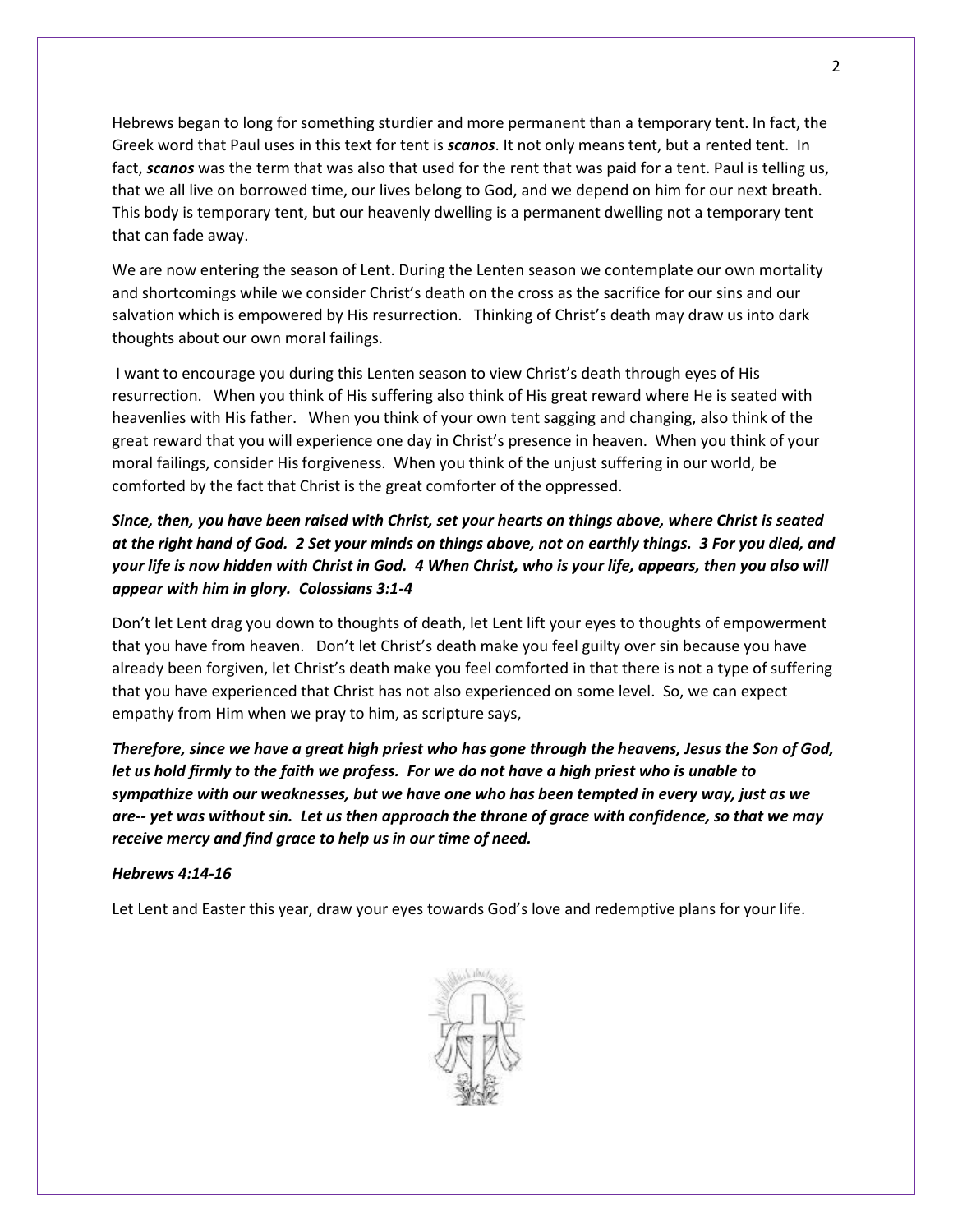Hebrews began to long for something sturdier and more permanent than a temporary tent. In fact, the Greek word that Paul uses in this text for tent is ***scanos***. It not only means tent, but a rented tent. In fact, ***scanos*** was the term that was also that used for the rent that was paid for a tent. Paul is telling us, that we all live on borrowed time, our lives belong to God, and we depend on him for our next breath. This body is temporary tent, but our heavenly dwelling is a permanent dwelling not a temporary tent that can fade away.

We are now entering the season of Lent. During the Lenten season we contemplate our own mortality and shortcomings while we consider Christ's death on the cross as the sacrifice for our sins and our salvation which is empowered by His resurrection. Thinking of Christ's death may draw us into dark thoughts about our own moral failings.

I want to encourage you during this Lenten season to view Christ's death through eyes of His resurrection. When you think of His suffering also think of His great reward where He is seated with heavenlies with His father. When you think of your own tent sagging and changing, also think of the great reward that you will experience one day in Christ's presence in heaven. When you think of your moral failings, consider His forgiveness. When you think of the unjust suffering in our world, be comforted by the fact that Christ is the great comforter of the oppressed.

***Since, then, you have been raised with Christ, set your hearts on things above, where Christ is seated at the right hand of God. 2 Set your minds on things above, not on earthly things. 3 For you died, and your life is now hidden with Christ in God. 4 When Christ, who is your life, appears, then you also will appear with him in glory. Colossians 3:1-4***

Don't let Lent drag you down to thoughts of death, let Lent lift your eyes to thoughts of empowerment that you have from heaven. Don't let Christ's death make you feel guilty over sin because you have already been forgiven, let Christ's death make you feel comforted in that there is not a type of suffering that you have experienced that Christ has not also experienced on some level. So, we can expect empathy from Him when we pray to him, as scripture says,

***Therefore, since we have a great high priest who has gone through the heavens, Jesus the Son of God, let us hold firmly to the faith we profess. For we do not have a high priest who is unable to sympathize with our weaknesses, but we have one who has been tempted in every way, just as we are-- yet was without sin. Let us then approach the throne of grace with confidence, so that we may receive mercy and find grace to help us in our time of need.***

***Hebrews 4:14-16***

Let Lent and Easter this year, draw your eyes towards God's love and redemptive plans for your life.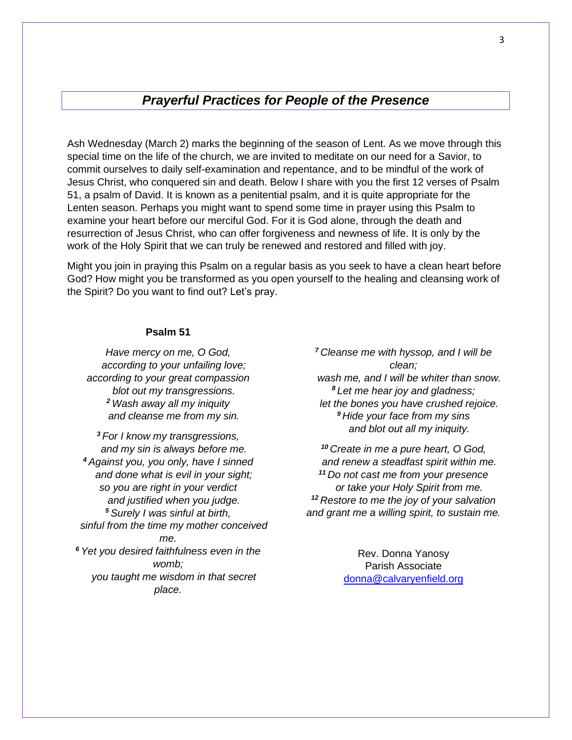## *Prayerful Practices for People of the Presence*

Ash Wednesday (March 2) marks the beginning of the season of Lent. As we move through this special time on the life of the church, we are invited to meditate on our need for a Savior, to commit ourselves to daily self-examination and repentance, and to be mindful of the work of Jesus Christ, who conquered sin and death. Below I share with you the first 12 verses of Psalm 51, a psalm of David. It is known as a penitential psalm, and it is quite appropriate for the Lenten season. Perhaps you might want to spend some time in prayer using this Psalm to examine your heart before our merciful God. For it is God alone, through the death and resurrection of Jesus Christ, who can offer forgiveness and newness of life. It is only by the work of the Holy Spirit that we can truly be renewed and restored and filled with joy.

Might you join in praying this Psalm on a regular basis as you seek to have a clean heart before God? How might you be transformed as you open yourself to the healing and cleansing work of the Spirit? Do you want to find out? Let's pray.

**Psalm 51**

*Have mercy on me, O God,*
*according to your unfailing love;*
*according to your great compassion*
*blot out my transgressions.*
***2*** *Wash away all my iniquity*
*and cleanse me from my sin.*

***3*** *For I know my transgressions,*
*and my sin is always before me.*
***4*** *Against you, you only, have I sinned*
*and done what is evil in your sight;*
*so you are right in your verdict*
*and justified when you judge.*
***5*** *Surely I was sinful at birth,*
*sinful from the time my mother conceived me.*
***6*** *Yet you desired faithfulness even in the womb;*
*you taught me wisdom in that secret place.*

***7*** *Cleanse me with hyssop, and I will be clean;*
*wash me, and I will be whiter than snow.*
***8*** *Let me hear joy and gladness;*
*let the bones you have crushed rejoice.*
***9*** *Hide your face from my sins*
*and blot out all my iniquity.*

***10*** *Create in me a pure heart, O God,*
*and renew a steadfast spirit within me.*
***11*** *Do not cast me from your presence*
*or take your Holy Spirit from me.*
***12*** *Restore to me the joy of your salvation*
*and grant me a willing spirit, to sustain me.*

Rev. Donna Yanosy
Parish Associate
donna@calvaryenfield.org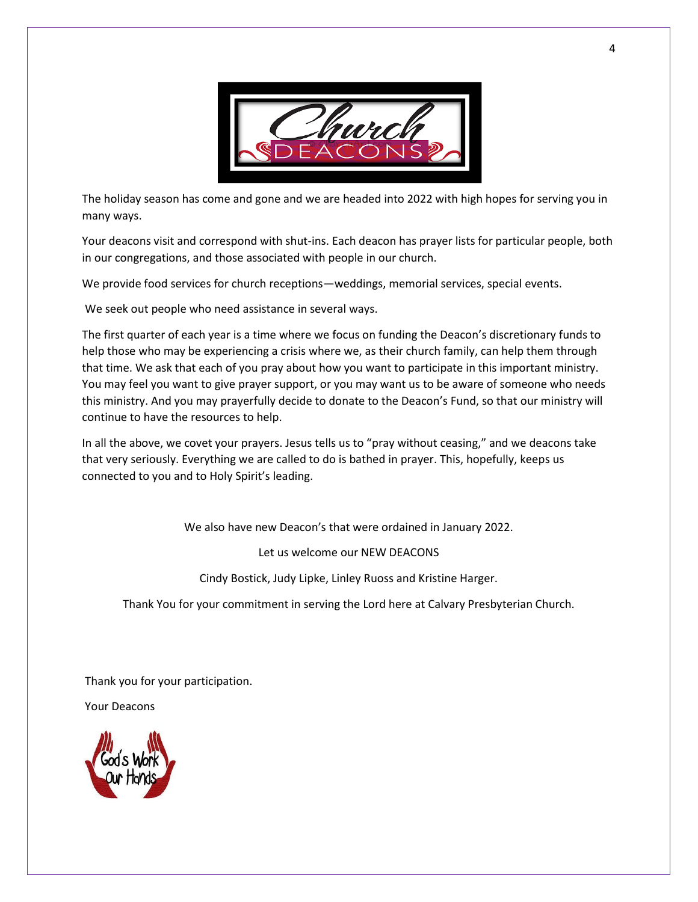# Church DEACONS

The holiday season has come and gone and we are headed into 2022 with high hopes for serving you in many ways.

Your deacons visit and correspond with shut-ins. Each deacon has prayer lists for particular people, both in our congregations, and those associated with people in our church.

We provide food services for church receptions—weddings, memorial services, special events.

We seek out people who need assistance in several ways.

The first quarter of each year is a time where we focus on funding the Deacon's discretionary funds to help those who may be experiencing a crisis where we, as their church family, can help them through that time. We ask that each of you pray about how you want to participate in this important ministry. You may feel you want to give prayer support, or you may want us to be aware of someone who needs this ministry. And you may prayerfully decide to donate to the Deacon's Fund, so that our ministry will continue to have the resources to help.

In all the above, we covet your prayers. Jesus tells us to "pray without ceasing," and we deacons take that very seriously. Everything we are called to do is bathed in prayer. This, hopefully, keeps us connected to you and to Holy Spirit's leading.

We also have new Deacon's that were ordained in January 2022.

Let us welcome our NEW DEACONS

Cindy Bostick, Judy Lipke, Linley Ruoss and Kristine Harger.

Thank You for your commitment in serving the Lord here at Calvary Presbyterian Church.

Thank you for your participation.

Your Deacons

God's Work Our Hands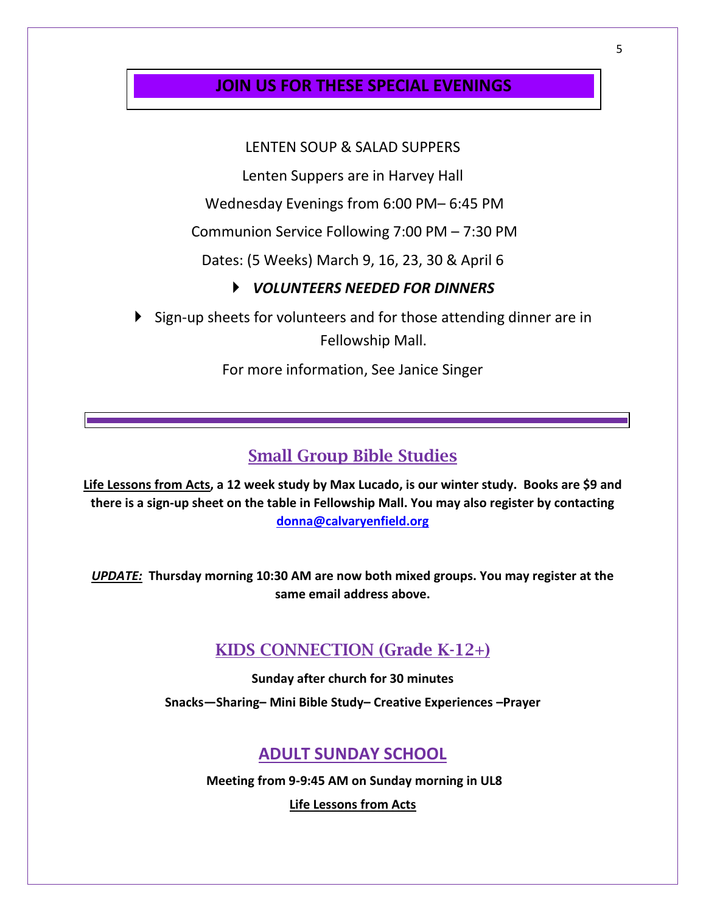## JOIN US FOR THESE SPECIAL EVENINGS

LENTEN SOUP & SALAD SUPPERS

Lenten Suppers are in Harvey Hall

Wednesday Evenings from 6:00 PM– 6:45 PM

Communion Service Following 7:00 PM – 7:30 PM

Dates: (5 Weeks) March 9, 16, 23, 30 & April 6

- ***VOLUNTEERS NEEDED FOR DINNERS***
- Sign-up sheets for volunteers and for those attending dinner are in Fellowship Mall.

For more information, See Janice Singer

---

## Small Group Bible Studies

**Life Lessons from Acts, a 12 week study by Max Lucado, is our winter study. Books are $9 and there is a sign-up sheet on the table in Fellowship Mall. You may also register by contacting donna@calvaryenfield.org**

***UPDATE:*** **Thursday morning 10:30 AM are now both mixed groups. You may register at the same email address above.**

## KIDS CONNECTION (Grade K-12+)

**Sunday after church for 30 minutes**

**Snacks—Sharing– Mini Bible Study– Creative Experiences –Prayer**

## ADULT SUNDAY SCHOOL

**Meeting from 9-9:45 AM on Sunday morning in UL8**

**Life Lessons from Acts**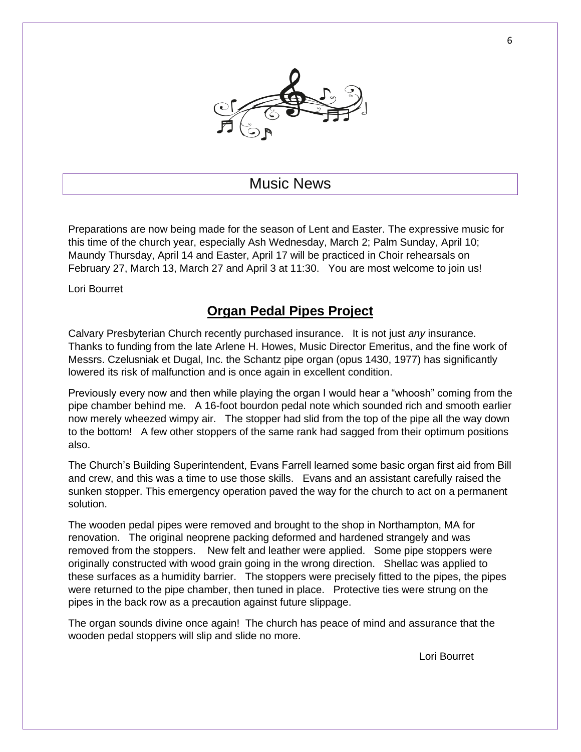# Music News

Preparations are now being made for the season of Lent and Easter. The expressive music for this time of the church year, especially Ash Wednesday, March 2; Palm Sunday, April 10; Maundy Thursday, April 14 and Easter, April 17 will be practiced in Choir rehearsals on February 27, March 13, March 27 and April 3 at 11:30. You are most welcome to join us!

Lori Bourret

## Organ Pedal Pipes Project

Calvary Presbyterian Church recently purchased insurance. It is not just *any* insurance. Thanks to funding from the late Arlene H. Howes, Music Director Emeritus, and the fine work of Messrs. Czelusniak et Dugal, Inc. the Schantz pipe organ (opus 1430, 1977) has significantly lowered its risk of malfunction and is once again in excellent condition.

Previously every now and then while playing the organ I would hear a "whoosh" coming from the pipe chamber behind me. A 16-foot bourdon pedal note which sounded rich and smooth earlier now merely wheezed wimpy air. The stopper had slid from the top of the pipe all the way down to the bottom! A few other stoppers of the same rank had sagged from their optimum positions also.

The Church's Building Superintendent, Evans Farrell learned some basic organ first aid from Bill and crew, and this was a time to use those skills. Evans and an assistant carefully raised the sunken stopper. This emergency operation paved the way for the church to act on a permanent solution.

The wooden pedal pipes were removed and brought to the shop in Northampton, MA for renovation. The original neoprene packing deformed and hardened strangely and was removed from the stoppers. New felt and leather were applied. Some pipe stoppers were originally constructed with wood grain going in the wrong direction. Shellac was applied to these surfaces as a humidity barrier. The stoppers were precisely fitted to the pipes, the pipes were returned to the pipe chamber, then tuned in place. Protective ties were strung on the pipes in the back row as a precaution against future slippage.

The organ sounds divine once again! The church has peace of mind and assurance that the wooden pedal stoppers will slip and slide no more.

Lori Bourret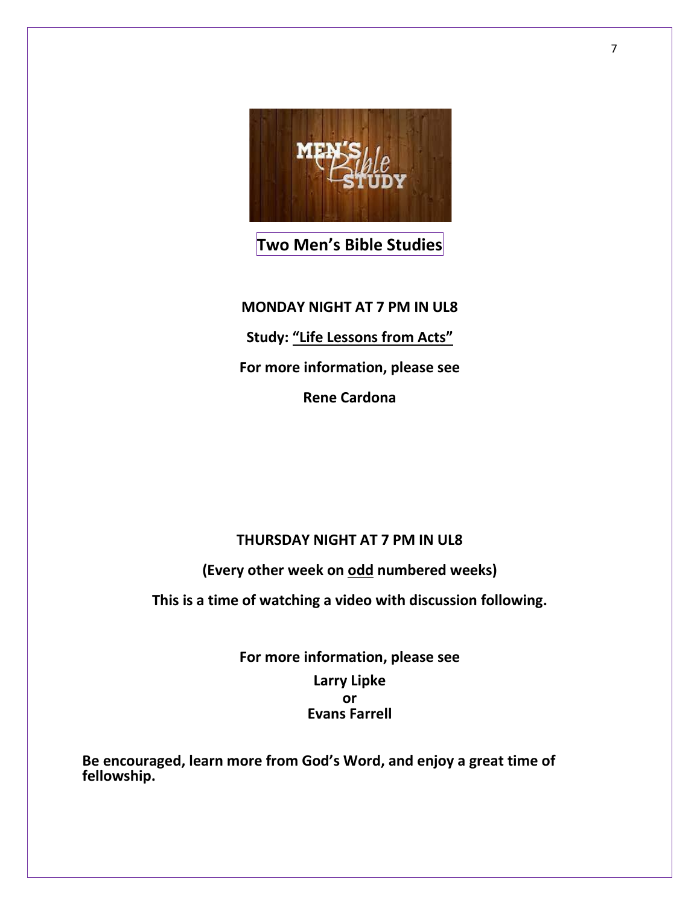# Two Men's Bible Studies

**MONDAY NIGHT AT 7 PM IN UL8**

**Study: "Life Lessons from Acts"**

**For more information, please see**

**Rene Cardona**

**THURSDAY NIGHT AT 7 PM IN UL8**

**(Every other week on odd numbered weeks)**

**This is a time of watching a video with discussion following.**

**For more information, please see**

**Larry Lipke**
**or**
**Evans Farrell**

**Be encouraged, learn more from God's Word, and enjoy a great time of fellowship.**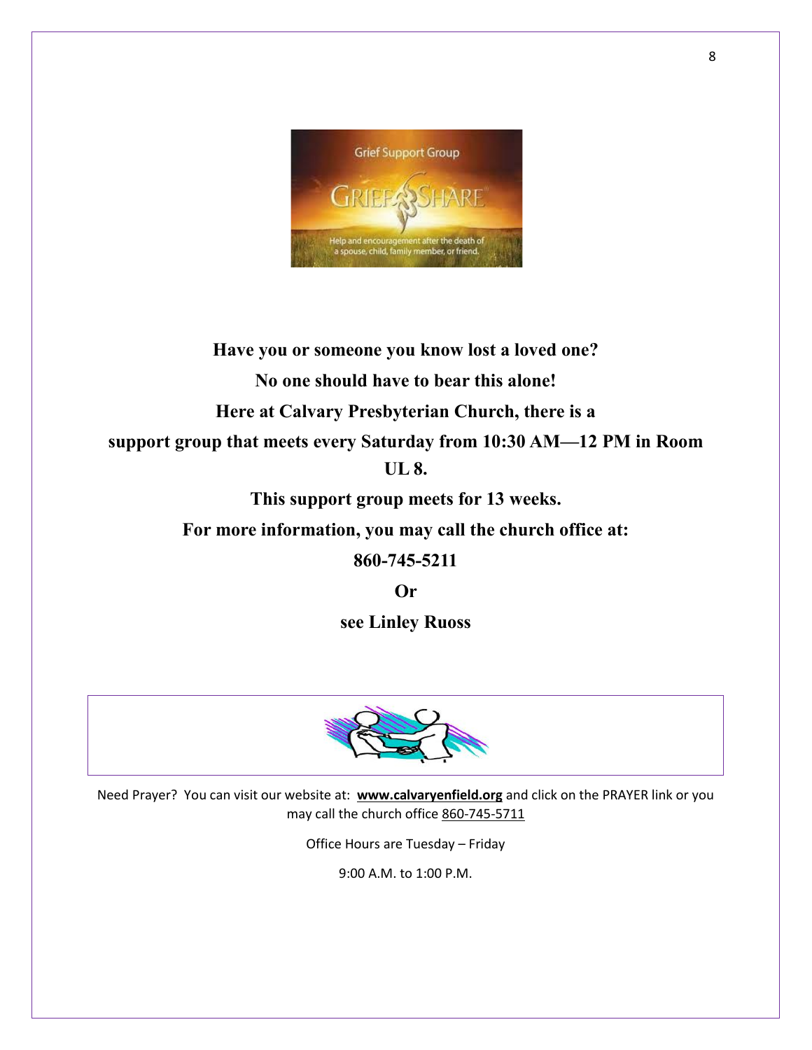**Have you or someone you know lost a loved one?**

**No one should have to bear this alone!**

**Here at Calvary Presbyterian Church, there is a**

**support group that meets every Saturday from 10:30 AM—12 PM in Room UL 8.**

**This support group meets for 13 weeks.**

**For more information, you may call the church office at:**

**860-745-5211**

**Or**

**see Linley Ruoss**

Need Prayer? You can visit our website at: **www.calvaryenfield.org** and click on the PRAYER link or you may call the church office 860-745-5711

Office Hours are Tuesday – Friday

9:00 A.M. to 1:00 P.M.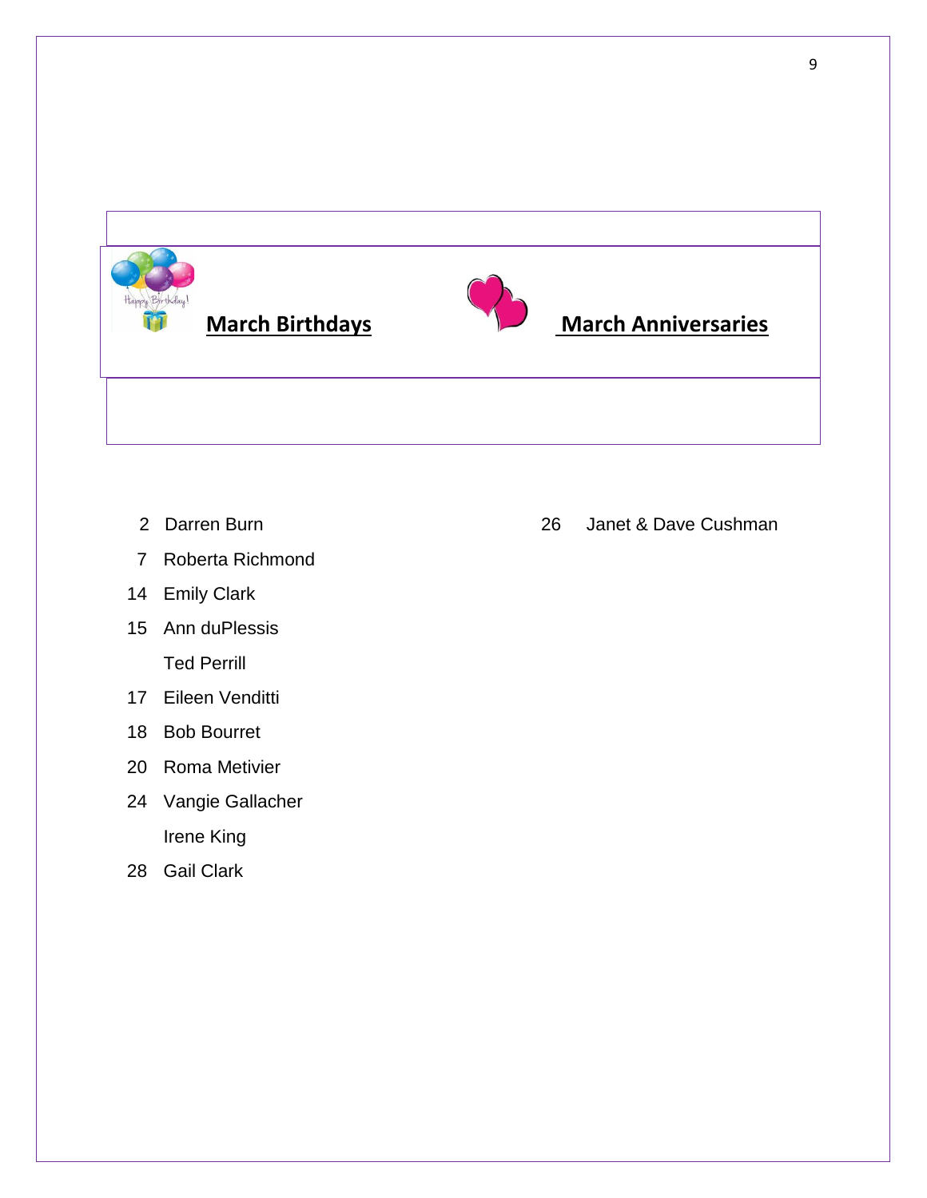## March Birthdays

2 Darren Burn

7 Roberta Richmond

14 Emily Clark

15 Ann duPlessis

Ted Perrill

17 Eileen Venditti

18 Bob Bourret

20 Roma Metivier

24 Vangie Gallacher

Irene King

28 Gail Clark

## March Anniversaries

26 Janet & Dave Cushman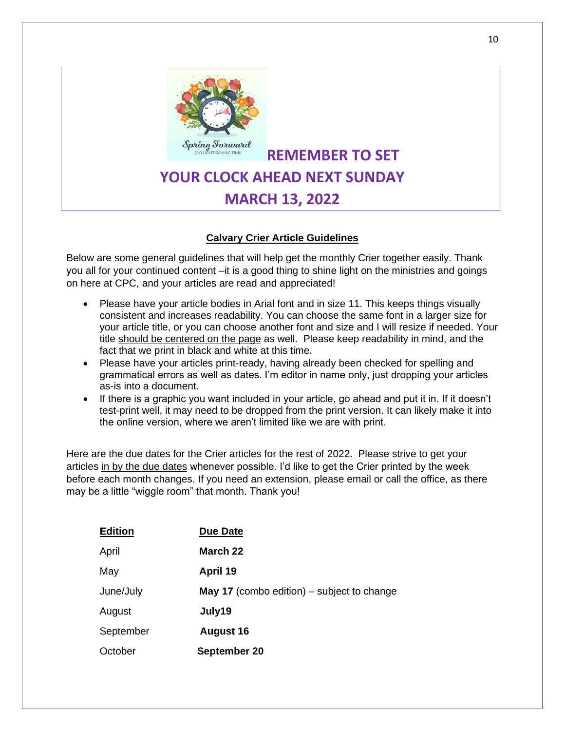Spring Forward
DAYLIGHT SAVING TIME

**REMEMBER TO SET YOUR CLOCK AHEAD NEXT SUNDAY MARCH 13, 2022**

## Calvary Crier Article Guidelines

Below are some general guidelines that will help get the monthly Crier together easily. Thank you all for your continued content –it is a good thing to shine light on the ministries and goings on here at CPC, and your articles are read and appreciated!

- Please have your article bodies in Arial font and in size 11. This keeps things visually consistent and increases readability. You can choose the same font in a larger size for your article title, or you can choose another font and size and I will resize if needed. Your title should be centered on the page as well. Please keep readability in mind, and the fact that we print in black and white at this time.
- Please have your articles print-ready, having already been checked for spelling and grammatical errors as well as dates. I'm editor in name only, just dropping your articles as-is into a document.
- If there is a graphic you want included in your article, go ahead and put it in. If it doesn't test-print well, it may need to be dropped from the print version. It can likely make it into the online version, where we aren't limited like we are with print.

Here are the due dates for the Crier articles for the rest of 2022. Please strive to get your articles in by the due dates whenever possible. I'd like to get the Crier printed by the week before each month changes. If you need an extension, please email or call the office, as there may be a little "wiggle room" that month. Thank you!

| Edition | Due Date |
|---|---|
| April | **March 22** |
| May | **April 19** |
| June/July | **May 17** (combo edition) – subject to change |
| August | **July19** |
| September | **August 16** |
| October | **September 20** |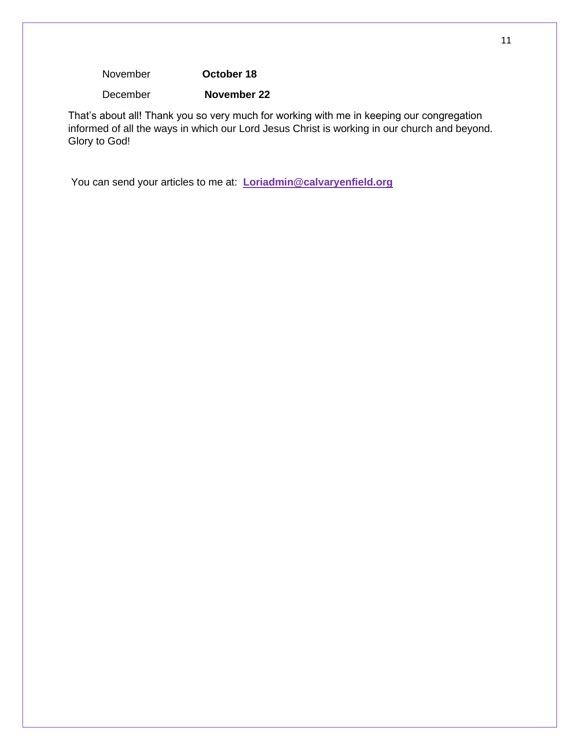| | |
|---|---|
| November | **October 18** |
| December | **November 22** |

That's about all! Thank you so very much for working with me in keeping our congregation informed of all the ways in which our Lord Jesus Christ is working in our church and beyond. Glory to God!

You can send your articles to me at: **Loriadmin@calvaryenfield.org**